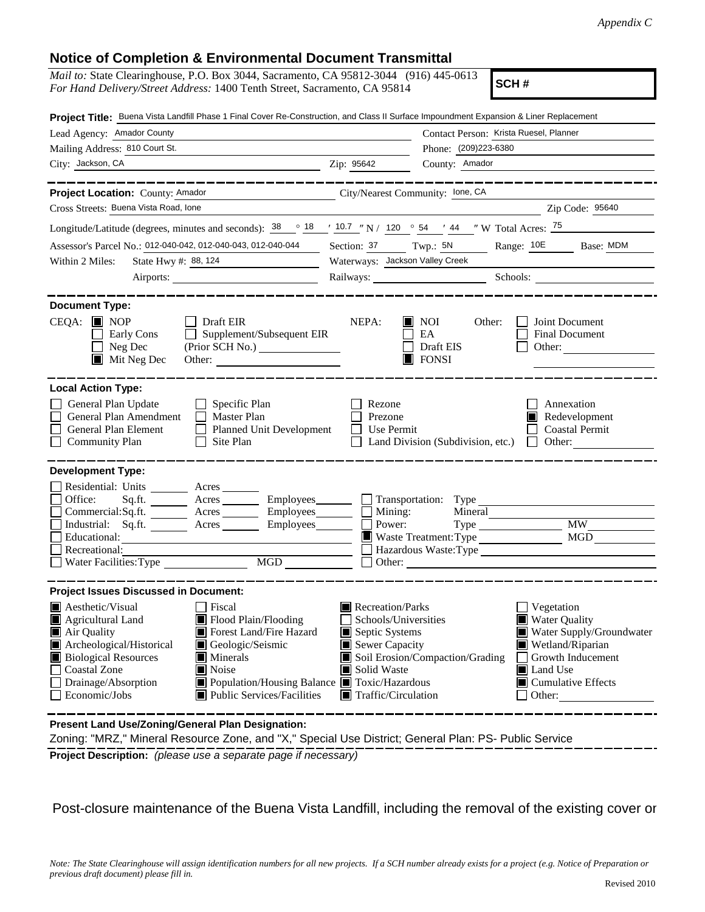*Appendix C*

# Notice of Completion & Environmental Document Transmittal

*Mail to:* State Clearinghouse, P.O. Box 3044, Sacramento, CA 95812-3044 (916) 445-0613
*For Hand Delivery/Street Address:* 1400 Tenth Street, Sacramento, CA 95814

**SCH #**

**Project Title:** Buena Vista Landfill Phase 1 Final Cover Re-Construction, and Class II Surface Impoundment Expansion & Liner Replacement

Lead Agency: Amador County
Contact Person: Krista Ruesel, Planner
Mailing Address: 810 Court St.
Phone: (209)223-6380
City: Jackson, CA
Zip: 95642
County: Amador

---

**Project Location:** County: Amador
City/Nearest Community: Ione, CA
Cross Streets: Buena Vista Road, Ione
Zip Code: 95640

Longitude/Latitude (degrees, minutes and seconds): 38 ° 18 ′ 10.7 ″ N / 120 ° 54 ′ 44 ″ W Total Acres: 75

Assessor's Parcel No.: 012-040-042, 012-040-043, 012-040-044
Section: 37 Twp.: 5N Range: 10E Base: MDM

Within 2 Miles: State Hwy #: 88, 124
Waterways: Jackson Valley Creek
Airports:
Railways:
Schools:

---

**Document Type:**

CEQA:
- [x] NOP
- [ ] Early Cons
- [ ] Neg Dec
- [x] Mit Neg Dec
- [ ] Draft EIR
- [ ] Supplement/Subsequent EIR (Prior SCH No.)
- Other:

NEPA:
- [x] NOI
- [ ] EA
- [ ] Draft EIS
- [x] FONSI

Other:
- [ ] Joint Document
- [ ] Final Document
- [ ] Other:

---

**Local Action Type:**

- [ ] General Plan Update
- [ ] General Plan Amendment
- [ ] General Plan Element
- [ ] Community Plan
- [ ] Specific Plan
- [ ] Master Plan
- [ ] Planned Unit Development
- [ ] Site Plan
- [ ] Rezone
- [ ] Prezone
- [ ] Use Permit
- [ ] Land Division (Subdivision, etc.)
- [ ] Annexation
- [x] Redevelopment
- [ ] Coastal Permit
- [ ] Other:

---

**Development Type:**

- [ ] Residential: Units Acres
- [ ] Office: Sq.ft. Acres Employees
- [ ] Commercial: Sq.ft. Acres Employees
- [ ] Industrial: Sq.ft. Acres Employees
- [ ] Educational:
- [ ] Recreational:
- [ ] Water Facilities: Type MGD
- [ ] Transportation: Type
- [ ] Mining: Mineral
- [ ] Power: Type MW
- [x] Waste Treatment: Type MGD
- [ ] Hazardous Waste: Type
- [ ] Other:

---

**Project Issues Discussed in Document:**

- [x] Aesthetic/Visual
- [x] Agricultural Land
- [x] Air Quality
- [x] Archeological/Historical
- [x] Biological Resources
- [ ] Coastal Zone
- [ ] Drainage/Absorption
- [ ] Economic/Jobs
- [ ] Fiscal
- [x] Flood Plain/Flooding
- [x] Forest Land/Fire Hazard
- [x] Geologic/Seismic
- [x] Minerals
- [x] Noise
- [x] Population/Housing Balance
- [x] Public Services/Facilities
- [x] Recreation/Parks
- [ ] Schools/Universities
- [x] Septic Systems
- [x] Sewer Capacity
- [x] Soil Erosion/Compaction/Grading
- [x] Solid Waste
- [x] Toxic/Hazardous
- [x] Traffic/Circulation
- [ ] Vegetation
- [x] Water Quality
- [x] Water Supply/Groundwater
- [x] Wetland/Riparian
- [ ] Growth Inducement
- [x] Land Use
- [x] Cumulative Effects
- [ ] Other:

---

**Present Land Use/Zoning/General Plan Designation:**

Zoning: "MRZ," Mineral Resource Zone, and "X," Special Use District; General Plan: PS- Public Service

---

**Project Description:** *(please use a separate page if necessary)*

Post-closure maintenance of the Buena Vista Landfill, including the removal of the existing cover or

*Note: The State Clearinghouse will assign identification numbers for all new projects. If a SCH number already exists for a project (e.g. Notice of Preparation or previous draft document) please fill in.*

Revised 2010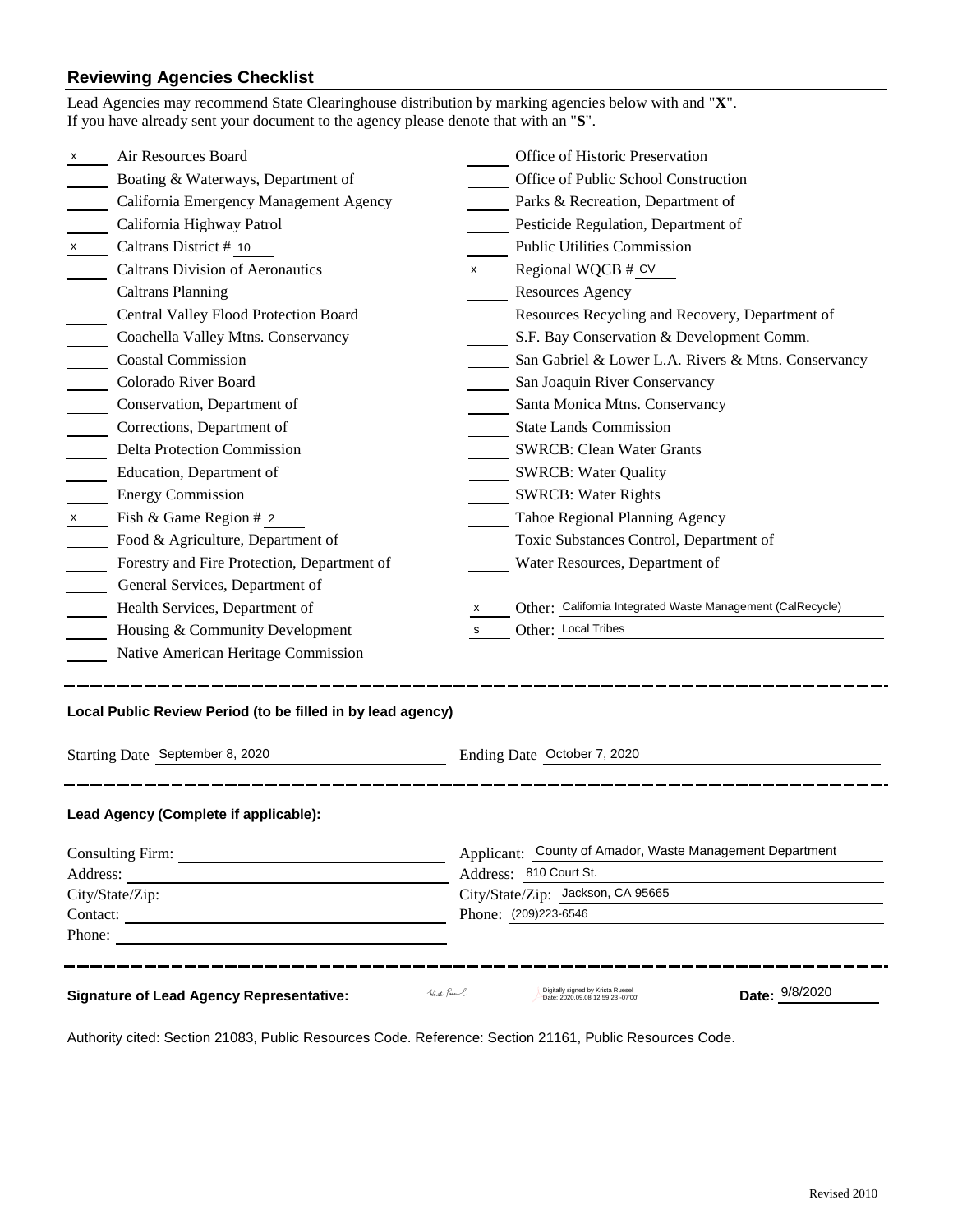## Reviewing Agencies Checklist

Lead Agencies may recommend State Clearinghouse distribution by marking agencies below with and "**X**".
If you have already sent your document to the agency please denote that with an "**S**".

| | | | |
|---|---|---|---|
| x | Air Resources Board | | Office of Historic Preservation |
| | Boating & Waterways, Department of | | Office of Public School Construction |
| | California Emergency Management Agency | | Parks & Recreation, Department of |
| | California Highway Patrol | | Pesticide Regulation, Department of |
| x | Caltrans District # 10 | | Public Utilities Commission |
| | Caltrans Division of Aeronautics | x | Regional WQCB # CV |
| | Caltrans Planning | | Resources Agency |
| | Central Valley Flood Protection Board | | Resources Recycling and Recovery, Department of |
| | Coachella Valley Mtns. Conservancy | | S.F. Bay Conservation & Development Comm. |
| | Coastal Commission | | San Gabriel & Lower L.A. Rivers & Mtns. Conservancy |
| | Colorado River Board | | San Joaquin River Conservancy |
| | Conservation, Department of | | Santa Monica Mtns. Conservancy |
| | Corrections, Department of | | State Lands Commission |
| | Delta Protection Commission | | SWRCB: Clean Water Grants |
| | Education, Department of | | SWRCB: Water Quality |
| | Energy Commission | | SWRCB: Water Rights |
| x | Fish & Game Region # 2 | | Tahoe Regional Planning Agency |
| | Food & Agriculture, Department of | | Toxic Substances Control, Department of |
| | Forestry and Fire Protection, Department of | | Water Resources, Department of |
| | General Services, Department of | | |
| | Health Services, Department of | x | Other: California Integrated Waste Management (CalRecycle) |
| | Housing & Community Development | s | Other: Local Tribes |
| | Native American Heritage Commission | | |

---

**Local Public Review Period (to be filled in by lead agency)**

Starting Date September 8, 2020 Ending Date October 7, 2020

---

**Lead Agency (Complete if applicable):**

Consulting Firm:
Address:
City/State/Zip:
Contact:
Phone:

Applicant: County of Amador, Waste Management Department
Address: 810 Court St.
City/State/Zip: Jackson, CA 95665
Phone: (209)223-6546

---

**Signature of Lead Agency Representative:** Digitally signed by Krista Ruesel Date: 2020.09.08 12:59:23 -07'00' **Date:** 9/8/2020

Authority cited: Section 21083, Public Resources Code. Reference: Section 21161, Public Resources Code.

Revised 2010